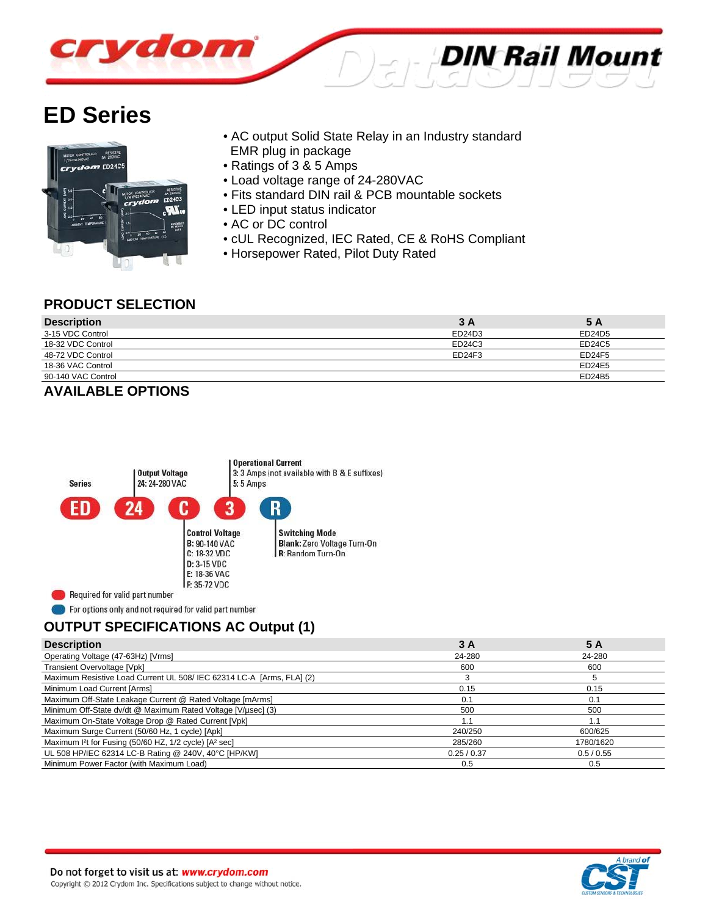# ED Series

- AC output Solid State Relay in an Industry standard EMR plug in package
- Ratings of 3 & 5 Amps
- Load voltage range of 24-280VAC
- Fits standard DIN rail & PCB mountable sockets
- LED input status indicator
- AC or DC control
- cUL Recognized, IEC Rated, CE & RoHS Compliant
- Horsepower Rated, Pilot Duty Rated

## PRODUCT SELECTION

| Description | 3 A | 5 A |
|---|---|---|
| 3-15 VDC Control | ED24D3 | ED24D5 |
| 18-32 VDC Control | ED24C3 | ED24C5 |
| 48-72 VDC Control | ED24F3 | ED24F5 |
| 18-36 VAC Control | | ED24E5 |
| 90-140 VAC Control | | ED24B5 |

## AVAILABLE OPTIONS

**ED** **24** **C** **3** **R**

- **Series**: ED
- **Output Voltage**: 24: 24-280 VAC
- **Control Voltage**: B: 90-140 VAC; C: 18-32 VDC; D: 3-15 VDC; E: 18-36 VAC; F: 35-72 VDC
- **Operational Current**: 3: 3 Amps (not available with B & E suffixes); 5: 5 Amps
- **Switching Mode**: Blank: Zero Voltage Turn-On; R: Random Turn-On

Required for valid part number (ED, 24, C, 3)

For options only and not required for valid part number (R)

## OUTPUT SPECIFICATIONS AC Output (1)

| Description | 3 A | 5 A |
|---|---|---|
| Operating Voltage (47-63Hz) [Vrms] | 24-280 | 24-280 |
| Transient Overvoltage [Vpk] | 600 | 600 |
| Maximum Resistive Load Current UL 508/ IEC 62314 LC-A [Arms, FLA] (2) | 3 | 5 |
| Minimum Load Current [Arms] | 0.15 | 0.15 |
| Maximum Off-State Leakage Current @ Rated Voltage [mArms] | 0.1 | 0.1 |
| Minimum Off-State dv/dt @ Maximum Rated Voltage [V/μsec] (3) | 500 | 500 |
| Maximum On-State Voltage Drop @ Rated Current [Vpk] | 1.1 | 1.1 |
| Maximum Surge Current (50/60 Hz, 1 cycle) [Apk] | 240/250 | 600/625 |
| Maximum I²t for Fusing (50/60 HZ, 1/2 cycle) [A² sec] | 285/260 | 1780/1620 |
| UL 508 HP/IEC 62314 LC-B Rating @ 240V, 40°C [HP/KW] | 0.25 / 0.37 | 0.5 / 0.55 |
| Minimum Power Factor (with Maximum Load) | 0.5 | 0.5 |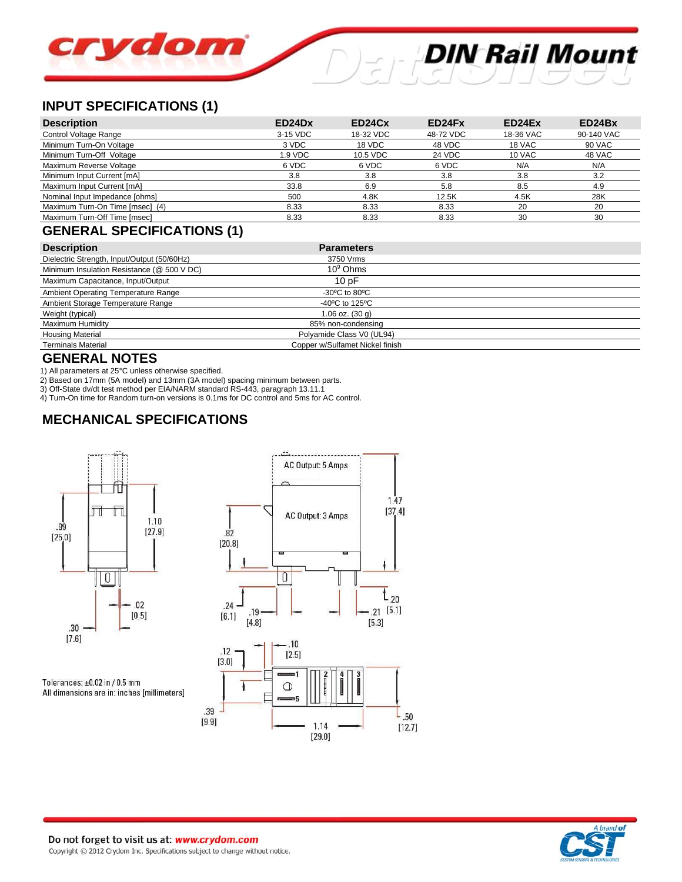## INPUT SPECIFICATIONS (1)

| Description | ED24Dx | ED24Cx | ED24Fx | ED24Ex | ED24Bx |
|---|---|---|---|---|---|
| Control Voltage Range | 3-15 VDC | 18-32 VDC | 48-72 VDC | 18-36 VAC | 90-140 VAC |
| Minimum Turn-On Voltage | 3 VDC | 18 VDC | 48 VDC | 18 VAC | 90 VAC |
| Minimum Turn-Off Voltage | 1.9 VDC | 10.5 VDC | 24 VDC | 10 VAC | 48 VAC |
| Maximum Reverse Voltage | 6 VDC | 6 VDC | 6 VDC | N/A | N/A |
| Minimum Input Current [mA] | 3.8 | 3.8 | 3.8 | 3.8 | 3.2 |
| Maximum Input Current [mA] | 33.8 | 6.9 | 5.8 | 8.5 | 4.9 |
| Nominal Input Impedance [ohms] | 500 | 4.8K | 12.5K | 4.5K | 28K |
| Maximum Turn-On Time [msec] (4) | 8.33 | 8.33 | 8.33 | 20 | 20 |
| Maximum Turn-Off Time [msec] | 8.33 | 8.33 | 8.33 | 30 | 30 |

## GENERAL SPECIFICATIONS (1)

| Description | Parameters |
|---|---|
| Dielectric Strength, Input/Output (50/60Hz) | 3750 Vrms |
| Minimum Insulation Resistance (@ 500 V DC) | $10^9$ Ohms |
| Maximum Capacitance, Input/Output | 10 pF |
| Ambient Operating Temperature Range | -30ºC to 80ºC |
| Ambient Storage Temperature Range | -40ºC to 125ºC |
| Weight (typical) | 1.06 oz. (30 g) |
| Maximum Humidity | 85% non-condensing |
| Housing Material | Polyamide Class V0 (UL94) |
| Terminals Material | Copper w/Sulfamet Nickel finish |

## GENERAL NOTES

1) All parameters at 25°C unless otherwise specified.
2) Based on 17mm (5A model) and 13mm (3A model) spacing minimum between parts.
3) Off-State dv/dt test method per EIA/NARM standard RS-443, paragraph 13.11.1
4) Turn-On time for Random turn-on versions is 0.1ms for DC control and 5ms for AC control.

## MECHANICAL SPECIFICATIONS

AC Output: 5 Amps

AC Output: 3 Amps

Tolerances: ±0.02 in / 0.5 mm
All dimensions are in: inches [millimeters]

Do not forget to visit us at: *www.crydom.com*
Copyright © 2012 Crydom Inc. Specifications subject to change without notice.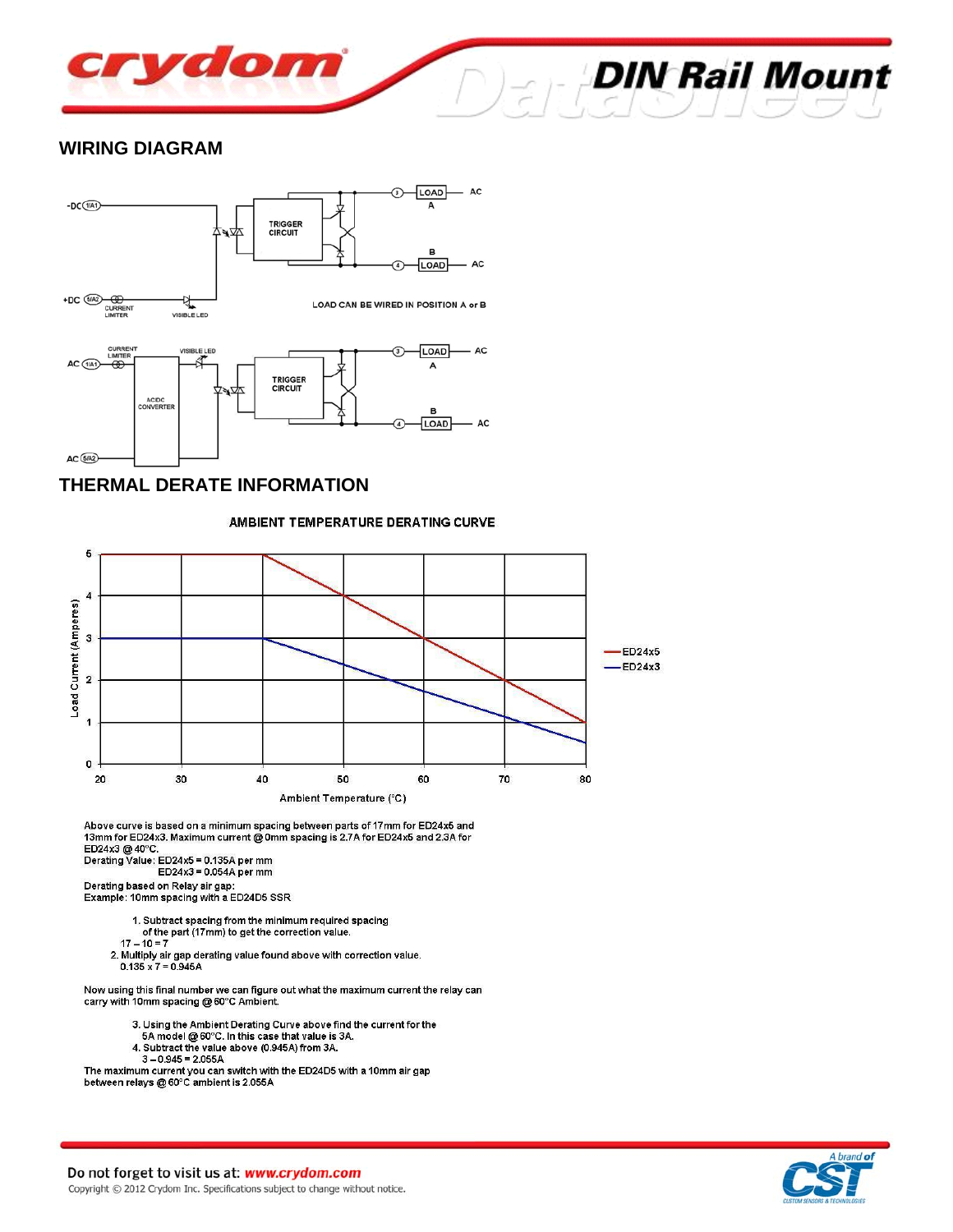## WIRING DIAGRAM

LOAD CAN BE WIRED IN POSITION A or B

## THERMAL DERATE INFORMATION

AMBIENT TEMPERATURE DERATING CURVE

Above curve is based on a minimum spacing between parts of 17mm for ED24x5 and 13mm for ED24x3. Maximum current @ 0mm spacing is 2.7A for ED24x5 and 2.3A for ED24x3 @ 40°C.

Derating Value: ED24x5 = 0.135A per mm
ED24x3 = 0.054A per mm

Derating based on Relay air gap:
Example: 10mm spacing with a ED24D5 SSR

1. Subtract spacing from the minimum required spacing of the part (17mm) to get the correction value.
   17 – 10 = 7
2. Multiply air gap derating value found above with correction value.
   0.135 x 7 = 0.945A

Now using this final number we can figure out what the maximum current the relay can carry with 10mm spacing @ 60°C Ambient.

3. Using the Ambient Derating Curve above find the current for the 5A model @ 60°C. In this case that value is 3A.
4. Subtract the value above (0.945A) from 3A.
   3 – 0.945 = 2.055A

The maximum current you can switch with the ED24D5 with a 10mm air gap between relays @ 60°C ambient is 2.055A

Do not forget to visit us at: *www.crydom.com*
Copyright © 2012 Crydom Inc. Specifications subject to change without notice.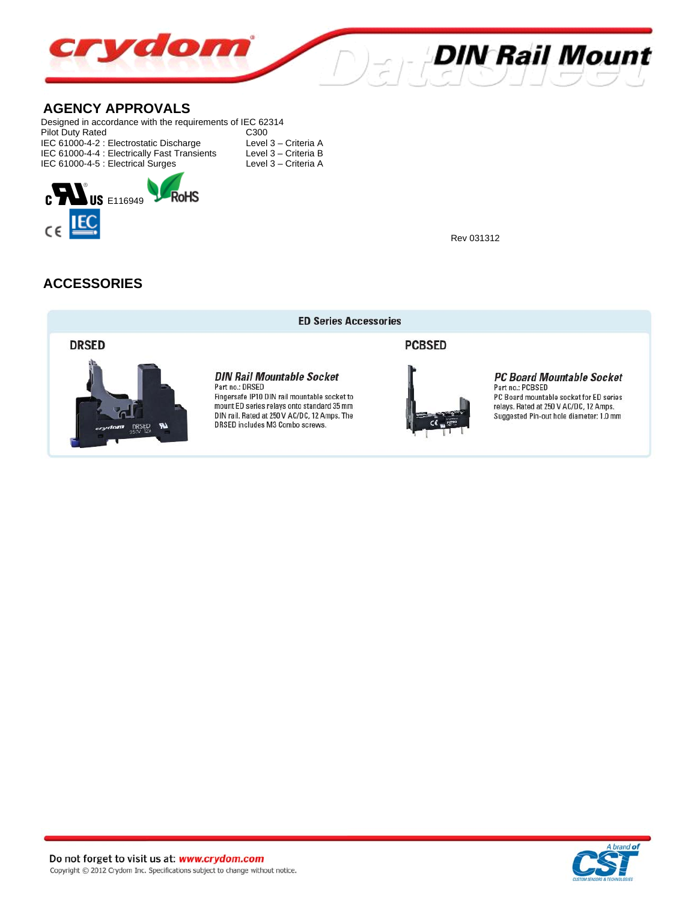## AGENCY APPROVALS

Designed in accordance with the requirements of IEC 62314

| | |
|---|---|
| Pilot Duty Rated | C300 |
| IEC 61000-4-2 : Electrostatic Discharge | Level 3 – Criteria A |
| IEC 61000-4-4 : Electrically Fast Transients | Level 3 – Criteria B |
| IEC 61000-4-5 : Electrical Surges | Level 3 – Criteria A |

E116949

Rev 031312

## ACCESSORIES

### ED Series Accessories

#### DRSED

***DIN Rail Mountable Socket***

Part no.: DRSED

Fingersafe IP10 DIN rail mountable socket to mount ED series relays onto standard 35 mm DIN rail. Rated at 250 V AC/DC, 12 Amps. The DRSED includes M3 Combo screws.

#### PCBSED

***PC Board Mountable Socket***

Part no.: PCBSED

PC Board mountable socket for ED series relays. Rated at 250 V AC/DC, 12 Amps. Suggested Pin-out hole diameter: 1.0 mm

Do not forget to visit us at: ***www.crydom.com***

Copyright © 2012 Crydom Inc. Specifications subject to change without notice.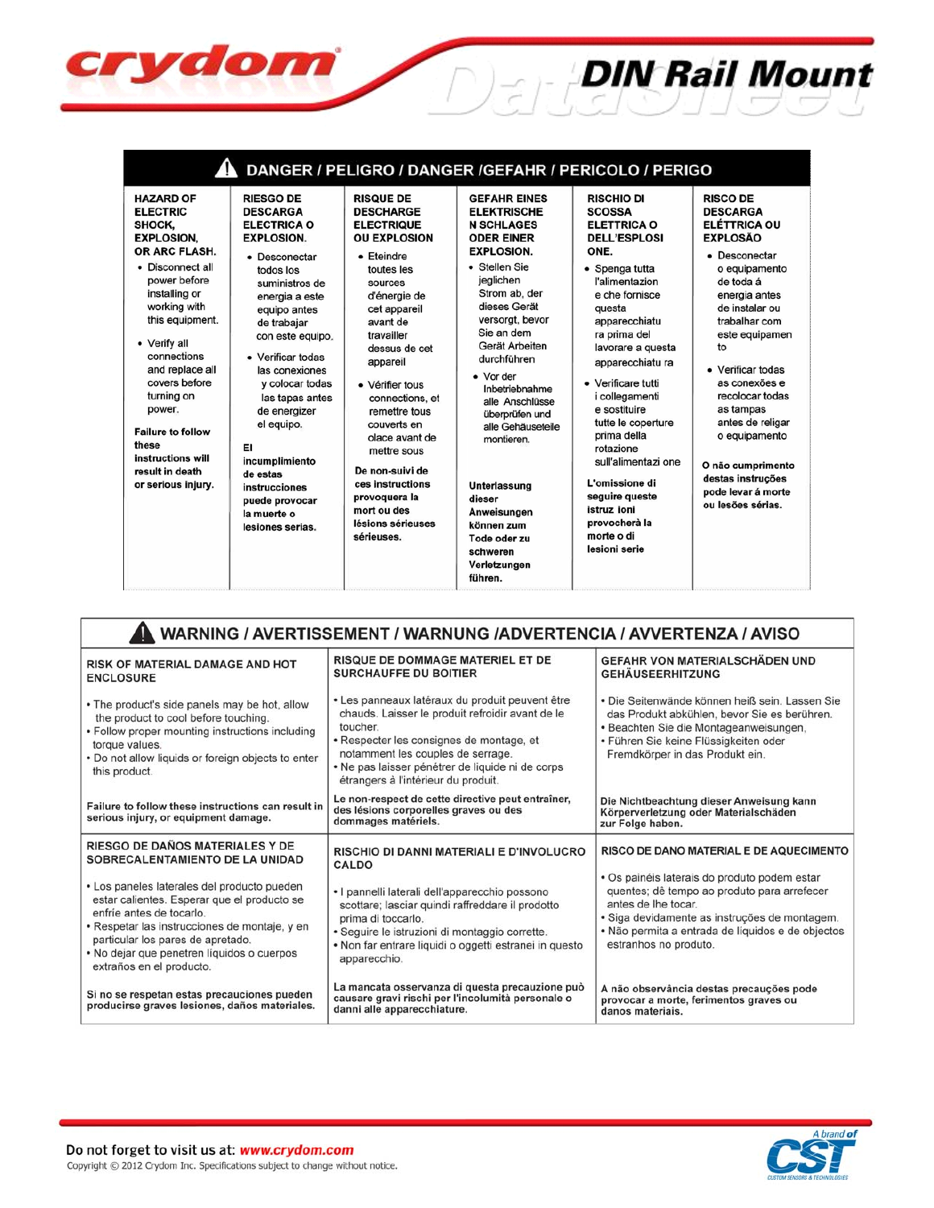## ⚠ DANGER / PELIGRO / DANGER /GEFAHR / PERICOLO / PERIGO

| HAZARD OF ELECTRIC SHOCK, EXPLOSION, OR ARC FLASH. | RIESGO DE DESCARGA ELECTRICA O EXPLOSION. | RISQUE DE DESCHARGE ELECTRIQUE OU EXPLOSION | GEFAHR EINES ELEKTRISCHE N SCHLAGES ODER EINER EXPLOSION. | RISCHIO DI SCOSSA ELETTRICA O DELL'ESPLOSI ONE. | RISCO DE DESCARGA ELÉTTRICA OU EXPLOSÃO |
|---|---|---|---|---|---|
| • Disconnect all power before installing or working with this equipment.<br>• Verify all connections and replace all covers before turning on power.<br>**Failure to follow these instructions will result in death or serious injury.** | • Desconectar todos los suministros de energia a este equipo antes de trabajar con este equipo.<br>• Verificar todas las conexiones y colocar todas las tapas antes de energizer el equipo.<br>**El incumplimiento de estas instrucciones puede provocar la muerte o lesiones serias.** | • Eteindre toutes les sources d'énergie de cet appareil avant de travailler dessus de cet appareil<br>• Vérifier tous connections, et remettre tous couverts en olace avant de mettre sous<br>**De non-suivi de ces instructions provoquera la mort ou des lésions sérieuses sérieuses.** | • Stellen Sie jeglichen Strom ab, der dieses Gerät versorgt, bevor Sie an dem Gerät Arbeiten durchführen<br>• Vor der Inbetriebnahme alle Anschlüsse überprüfen und alle Gehäuseteile montieren.<br>**Unterlassung dieser Anweisungen können zum Tode oder zu schweren Verletzungen führen.** | • Spenga tutta l'alimentazion e che fornisce questa apparecchiatu ra prima del lavorare a questa apparecchiatu ra<br>• Verificare tutti i collegamenti e sostituire tutte le coperture prima della rotazione sull'alimentazi one<br>**L'omissione di seguire queste istruz ioni provocherà la morte o di lesioni serie** | • Desconectar o equipamento de toda á energia antes de instalar ou trabalhar com este equipamen to<br>• Verificar todas as conexões e recolocar todas as tampas antes de religar o equipamento<br>**O não cumprimento destas instruções pode levar á morte ou lesões sérias.** |

## ⚠ WARNING / AVERTISSEMENT / WARNUNG /ADVERTENCIA / AVVERTENZA / AVISO

| RISK OF MATERIAL DAMAGE AND HOT ENCLOSURE | RISQUE DE DOMMAGE MATERIEL ET DE SURCHAUFFE DU BOITIER | GEFAHR VON MATERIALSCHÄDEN UND GEHÄUSEERHITZUNG |
|---|---|---|
| • The product's side panels may be hot, allow the product to cool before touching.<br>• Follow proper mounting instructions including torque values.<br>• Do not allow liquids or foreign objects to enter this product.<br>**Failure to follow these instructions can result in serious injury, or equipment damage.** | • Les panneaux latéraux du produit peuvent être chauds. Laisser le produit refroidir avant de le toucher.<br>• Respecter les consignes de montage, et notamment les couples de serrage.<br>• Ne pas laisser pénétrer de liquide ni de corps étrangers à l'intérieur du produit.<br>**Le non-respect de cette directive peut entraîner, des lésions corporelles graves ou des dommages matériels.** | • Die Seitenwände können heiß sein. Lassen Sie das Produkt abkühlen, bevor Sie es berühren.<br>• Beachten Sie die Montageanweisungen,<br>• Führen Sie keine Flüssigkeiten oder Fremdkörper in das Produkt ein.<br>**Die Nichtbeachtung dieser Anweisung kann Körperverletzung oder Materialschäden zur Folge haben.** |
| **RIESGO DE DAÑOS MATERIALES Y DE SOBRECALENTAMIENTO DE LA UNIDAD** | **RISCHIO DI DANNI MATERIALI E D'INVOLUCRO CALDO** | **RISCO DE DANO MATERIAL E DE AQUECIMENTO** |
| • Los paneles laterales del producto pueden estar calientes. Esperar que el producto se enfríe antes de tocarlo.<br>• Respetar las instrucciones de montaje, y en particular los pares de apretado.<br>• No dejar que penetren líquidos o cuerpos extraños en el producto.<br>**Si no se respetan estas precauciones pueden producirse graves lesiones, daños materiales.** | • I pannelli laterali dell'apparecchio possono scottare; lasciar quindi raffreddare il prodotto prima di toccarlo.<br>• Seguire le istruzioni di montaggio corrette.<br>• Non far entrare liquidi o oggetti estranei in questo apparecchio.<br>**La mancata osservanza di questa precauzione può causare gravi rischi per l'incolumità personale o danni alle apparecchiature.** | • Os painéis laterais do produto podem estar quentes; dê tempo ao produto para arrefecer antes de lhe tocar.<br>• Siga devidamente as instruções de montagem.<br>• Não permita a entrada de líquidos e de objectos estranhos no produto.<br>**A não observância destas precauções pode provocar a morte, ferimentos graves ou danos materiais.** |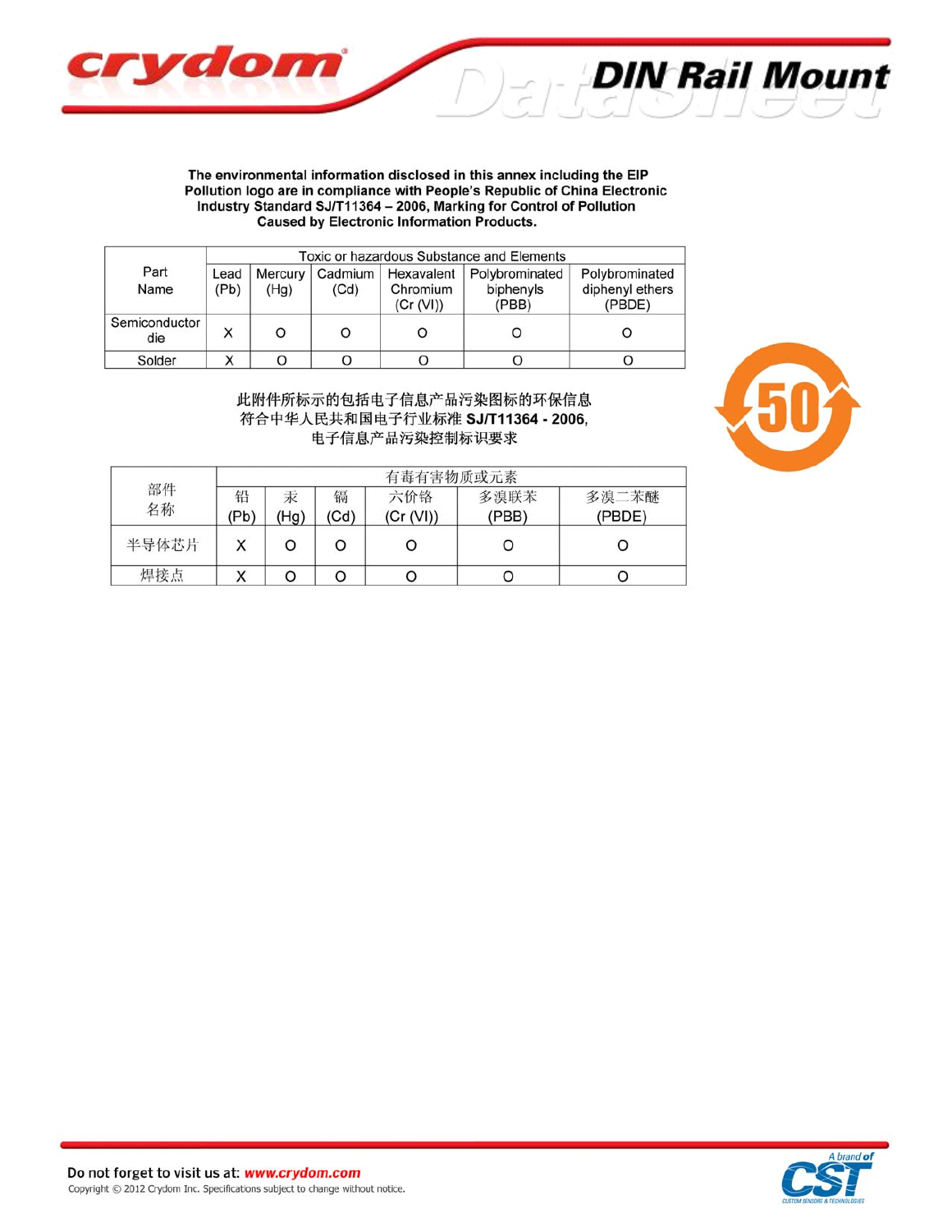**The environmental information disclosed in this annex including the EIP Pollution logo are in compliance with People's Republic of China Electronic Industry Standard SJ/T11364 – 2006, Marking for Control of Pollution Caused by Electronic Information Products.**

| Part Name | Toxic or hazardous Substance and Elements | | | | | |
|---|---|---|---|---|---|---|
| | Lead (Pb) | Mercury (Hg) | Cadmium (Cd) | Hexavalent Chromium (Cr (VI)) | Polybrominated biphenyls (PBB) | Polybrominated diphenyl ethers (PBDE) |
| Semiconductor die | X | O | O | O | O | O |
| Solder | X | O | O | O | O | O |

**此附件所标示的包括电子信息产品污染图标的环保信息符合中华人民共和国电子行业标准 SJ/T11364 - 2006,电子信息产品污染控制标识要求**

| 部件名称 | 有毒有害物质或元素 | | | | | |
|---|---|---|---|---|---|---|
| | 铅 (Pb) | 汞 (Hg) | 镉 (Cd) | 六价铬 (Cr (VI)) | 多溴联苯 (PBB) | 多溴二苯醚 (PBDE) |
| 半导体芯片 | X | O | O | O | O | O |
| 焊接点 | X | O | O | O | O | O |

50

Do not forget to visit us at: *www.crydom.com*

Copyright © 2012 Crydom Inc. Specifications subject to change without notice.